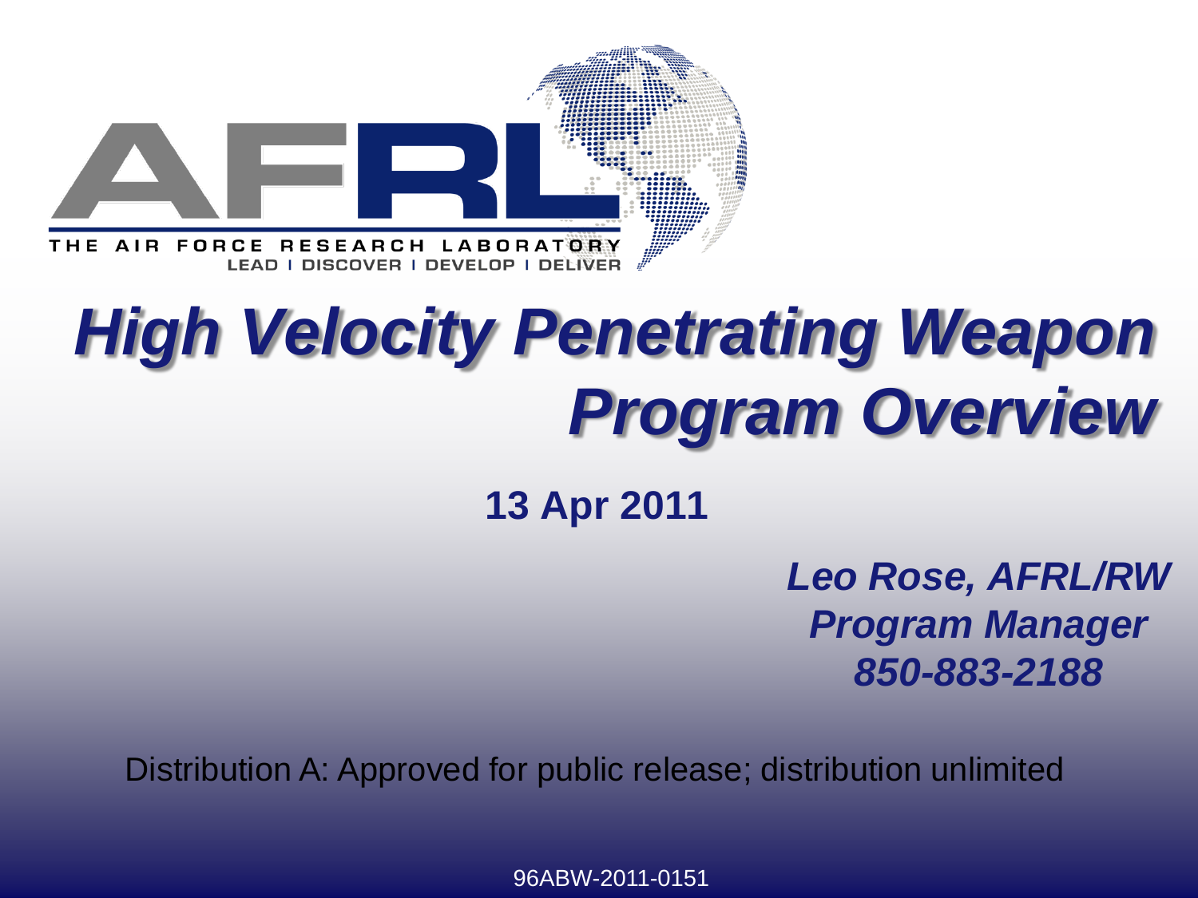THE AIR FORCE RESEARCH LABORATORY

LEAD | DISCOVER | DEVELOP | DELIVER

# *High Velocity Penetrating Weapon Program Overview*

**13 Apr 2011**

***Leo Rose, AFRL/RW***

***Program Manager***

***850-883-2188***

Distribution A: Approved for public release; distribution unlimited

96ABW-2011-0151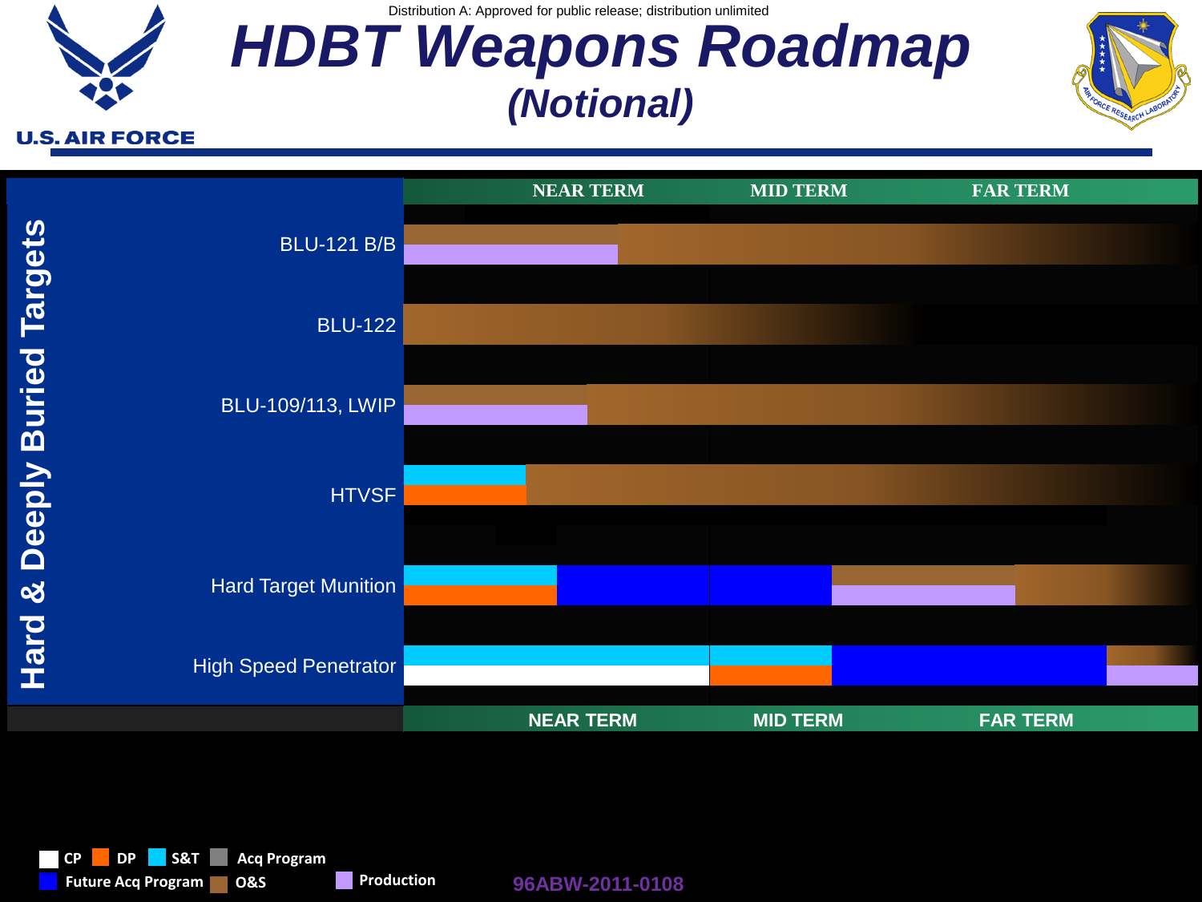Distribution A: Approved for public release; distribution unlimited

# HDBT Weapons Roadmap

## (Notional)

U.S. AIR FORCE

Hard & Deeply Buried Targets

NEAR TERM | MID TERM | FAR TERM

BLU-121 B/B

BLU-122

BLU-109/113, LWIP

HTVSF

Hard Target Munition

High Speed Penetrator

NEAR TERM | MID TERM | FAR TERM

CP  DP  S&T  Acq Program

Future Acq Program  O&S  Production

96ABW-2011-0108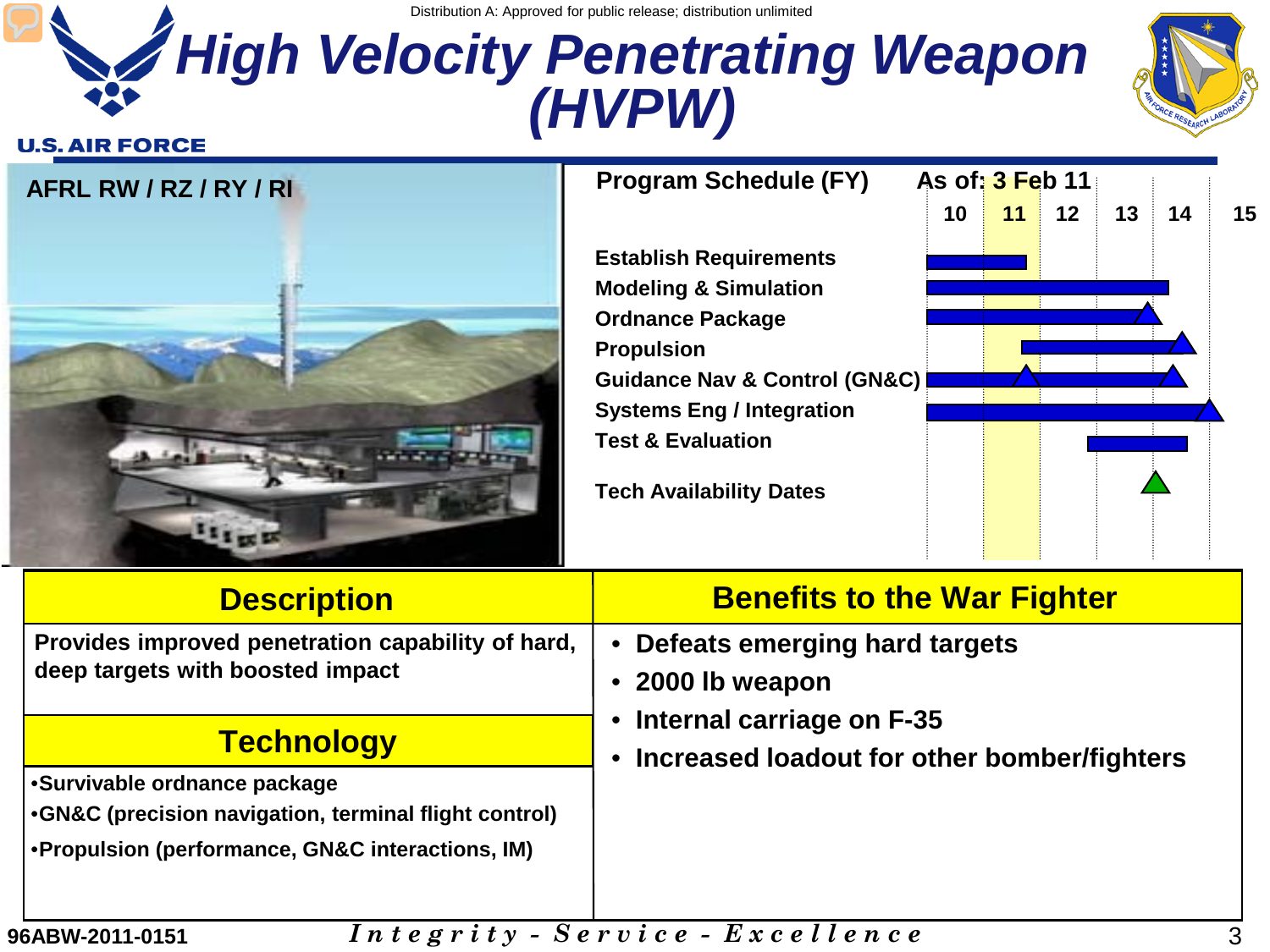Distribution A: Approved for public release; distribution unlimited

# High Velocity Penetrating Weapon (HVPW)

U.S. AIR FORCE

AFRL RW / RZ / RY / RI

**Program Schedule (FY)** As of: 3 Feb 11

10 11 12 13 14 15

Establish Requirements

Modeling & Simulation

Ordnance Package

Propulsion

Guidance Nav & Control (GN&C)

Systems Eng / Integration

Test & Evaluation

Tech Availability Dates

## Description

**Provides improved penetration capability of hard, deep targets with boosted impact**

## Technology

- **Survivable ordnance package**
- **GN&C (precision navigation, terminal flight control)**
- **Propulsion (performance, GN&C interactions, IM)**

## Benefits to the War Fighter

- **Defeats emerging hard targets**
- **2000 lb weapon**
- **Internal carriage on F-35**
- **Increased loadout for other bomber/fighters**

96ABW-2011-0151

*Integrity - Service - Excellence*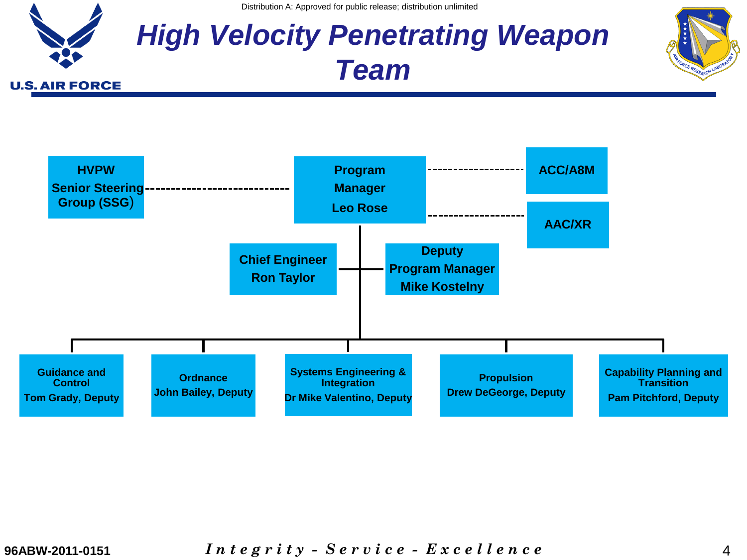Distribution A: Approved for public release; distribution unlimited

# High Velocity Penetrating Weapon Team

**HVPW Senior Steering Group (SSG)**

**Program Manager**
**Leo Rose**

**ACC/A8M**

**AAC/XR**

**Chief Engineer**
**Ron Taylor**

**Deputy Program Manager**
**Mike Kostelny**

**Guidance and Control**
**Tom Grady, Deputy**

**Ordnance**
**John Bailey, Deputy**

**Systems Engineering & Integration**
**Dr Mike Valentino, Deputy**

**Propulsion**
**Drew DeGeorge, Deputy**

**Capability Planning and Transition**
**Pam Pitchford, Deputy**

**96ABW-2011-0151**

*Integrity - Service - Excellence*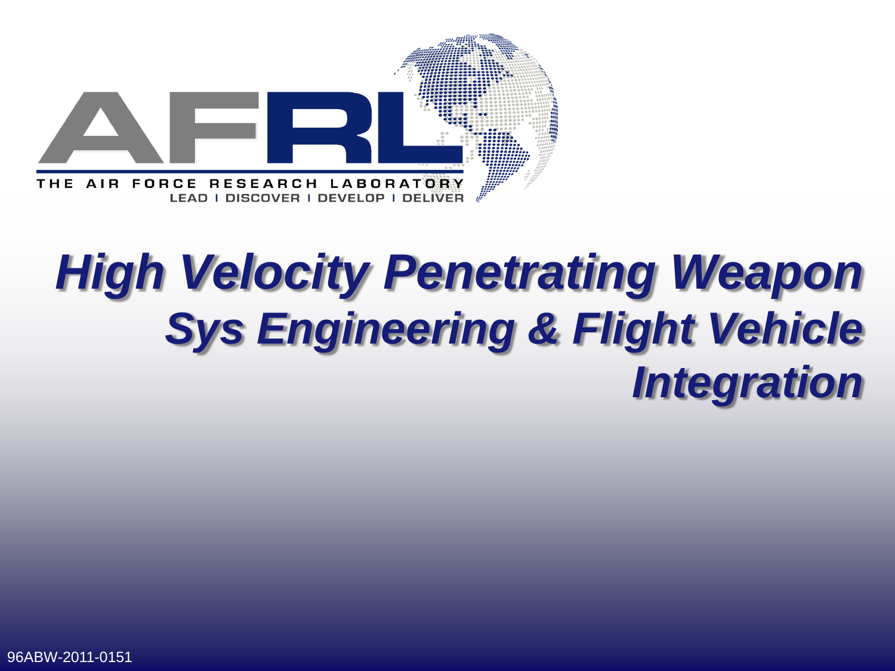THE AIR FORCE RESEARCH LABORATORY

LEAD | DISCOVER | DEVELOP | DELIVER

# *High Velocity Penetrating Weapon Sys Engineering & Flight Vehicle Integration*

96ABW-2011-0151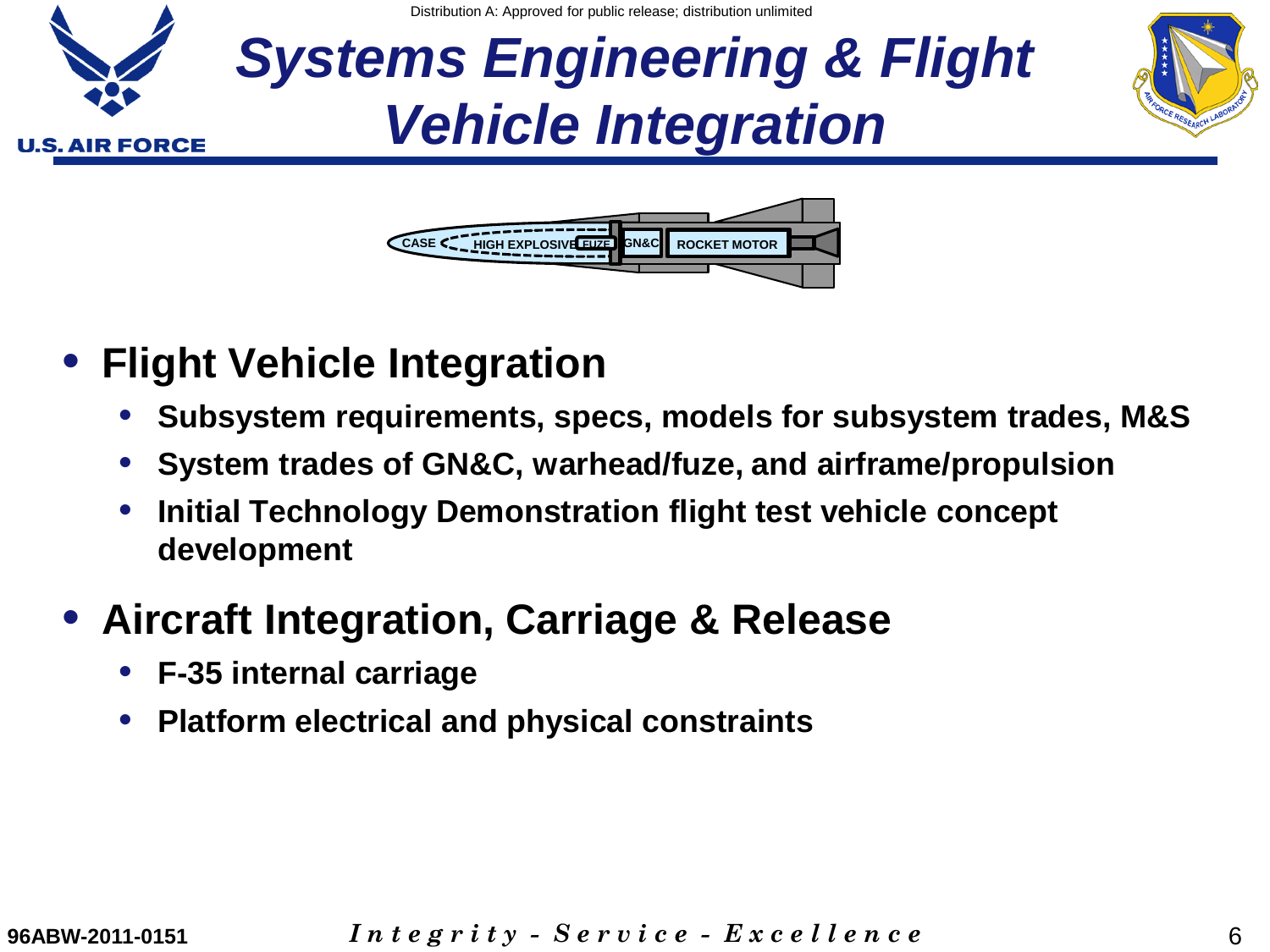# Systems Engineering & Flight Vehicle Integration

CASE
HIGH EXPLOSIVE
FUZE
GN&C
ROCKET MOTOR

- **Flight Vehicle Integration**
  - **Subsystem requirements, specs, models for subsystem trades, M&S**
  - **System trades of GN&C, warhead/fuze, and airframe/propulsion**
  - **Initial Technology Demonstration flight test vehicle concept development**
- **Aircraft Integration, Carriage & Release**
  - **F-35 internal carriage**
  - **Platform electrical and physical constraints**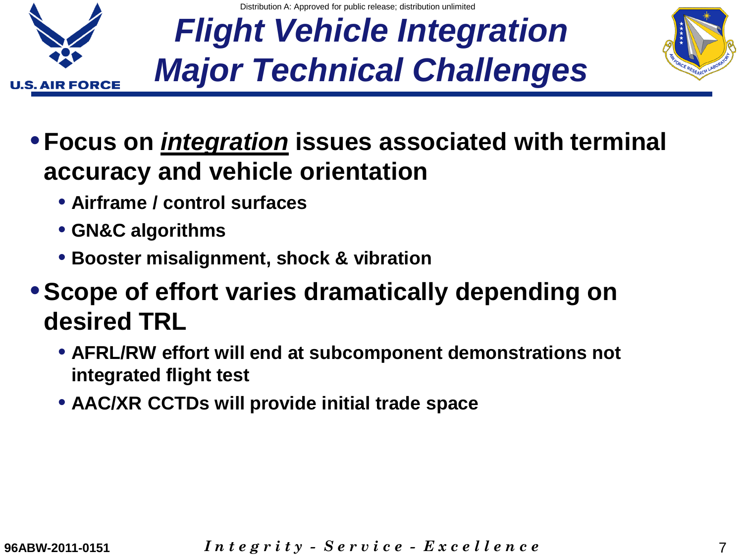# *Flight Vehicle Integration Major Technical Challenges*

- **Focus on _integration_ issues associated with terminal accuracy and vehicle orientation**
  - **Airframe / control surfaces**
  - **GN&C algorithms**
  - **Booster misalignment, shock & vibration**
- **Scope of effort varies dramatically depending on desired TRL**
  - **AFRL/RW effort will end at subcomponent demonstrations not integrated flight test**
  - **AAC/XR CCTDs will provide initial trade space**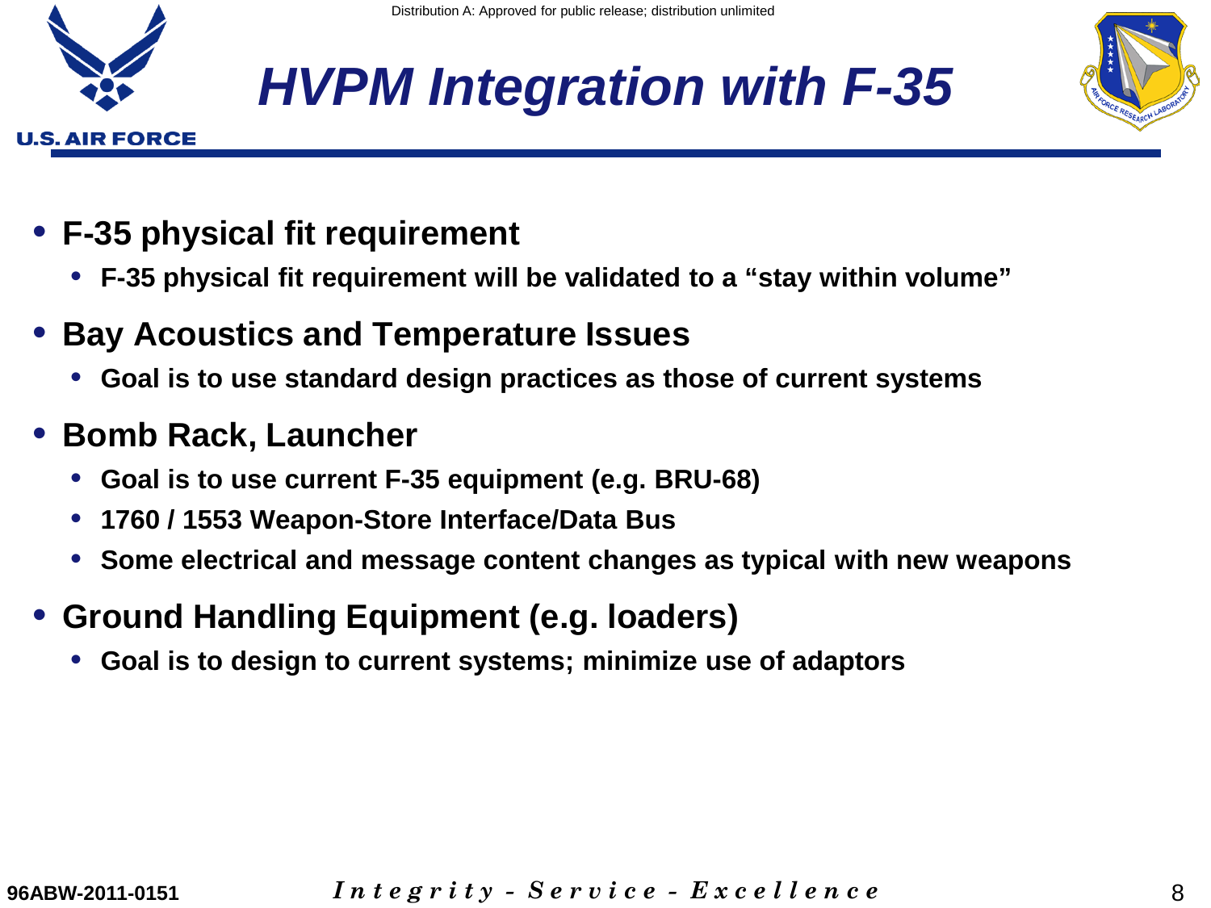# HVPM Integration with F-35

- **F-35 physical fit requirement**
  - **F-35 physical fit requirement will be validated to a "stay within volume"**
- **Bay Acoustics and Temperature Issues**
  - **Goal is to use standard design practices as those of current systems**
- **Bomb Rack, Launcher**
  - **Goal is to use current F-35 equipment (e.g. BRU-68)**
  - **1760 / 1553 Weapon-Store Interface/Data Bus**
  - **Some electrical and message content changes as typical with new weapons**
- **Ground Handling Equipment (e.g. loaders)**
  - **Goal is to design to current systems; minimize use of adaptors**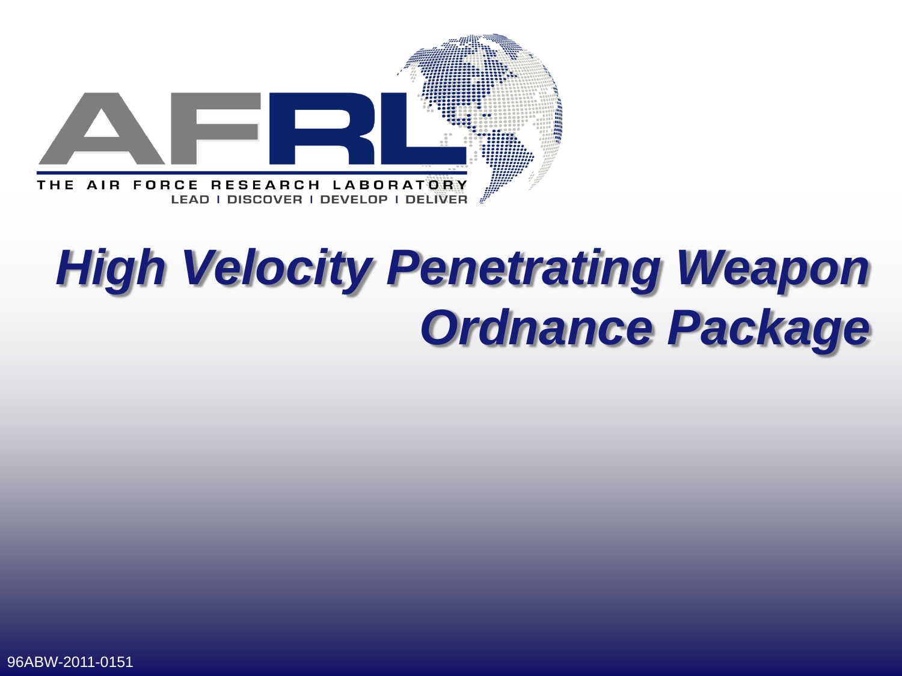THE AIR FORCE RESEARCH LABORATORY

LEAD | DISCOVER | DEVELOP | DELIVER

# *High Velocity Penetrating Weapon Ordnance Package*

96ABW-2011-0151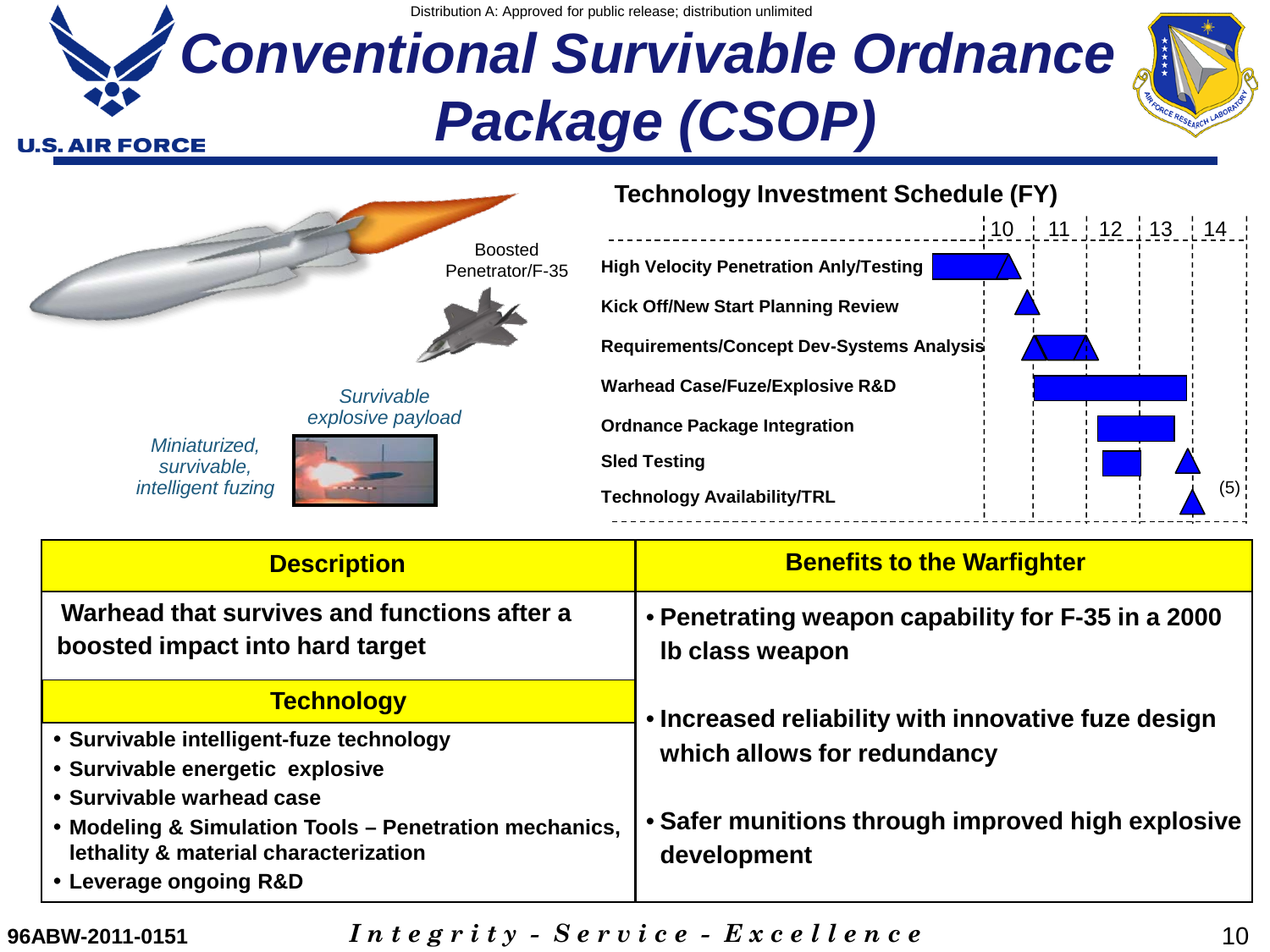Distribution A: Approved for public release; distribution unlimited

# Conventional Survivable Ordnance Package (CSOP)

Boosted Penetrator/F-35

*Survivable explosive payload*

*Miniaturized, survivable, intelligent fuzing*

**Technology Investment Schedule (FY)**

10 11 12 13 14

High Velocity Penetration Anly/Testing

Kick Off/New Start Planning Review

Requirements/Concept Dev-Systems Analysis

Warhead Case/Fuze/Explosive R&D

Ordnance Package Integration

Sled Testing

Technology Availability/TRL

(5)

| Description | Benefits to the Warfighter |
|---|---|
| Warhead that survives and functions after a boosted impact into hard target | • Penetrating weapon capability for F-35 in a 2000 lb class weapon<br>• Increased reliability with innovative fuze design which allows for redundancy<br>• Safer munitions through improved high explosive development |
| **Technology** | |
| • Survivable intelligent-fuze technology<br>• Survivable energetic explosive<br>• Survivable warhead case<br>• Modeling & Simulation Tools – Penetration mechanics, lethality & material characterization<br>• Leverage ongoing R&D | |

96ABW-2011-0151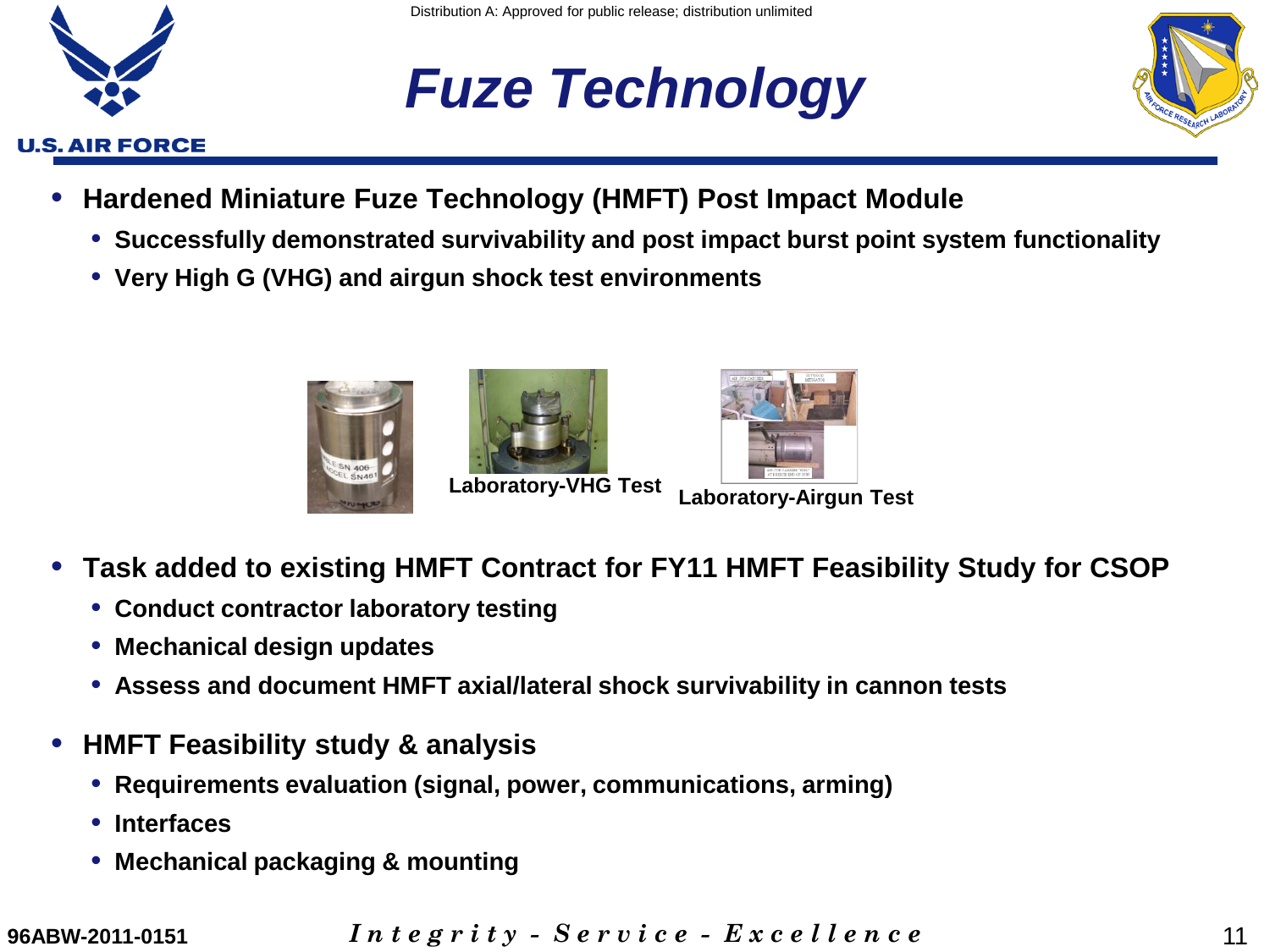Distribution A: Approved for public release; distribution unlimited

# *Fuze Technology*

- **Hardened Miniature Fuze Technology (HMFT) Post Impact Module**
  - **Successfully demonstrated survivability and post impact burst point system functionality**
  - **Very High G (VHG) and airgun shock test environments**

**Laboratory-VHG Test**

**Laboratory-Airgun Test**

- **Task added to existing HMFT Contract for FY11 HMFT Feasibility Study for CSOP**
  - **Conduct contractor laboratory testing**
  - **Mechanical design updates**
  - **Assess and document HMFT axial/lateral shock survivability in cannon tests**
- **HMFT Feasibility study & analysis**
  - **Requirements evaluation (signal, power, communications, arming)**
  - **Interfaces**
  - **Mechanical packaging & mounting**

**96ABW-2011-0151**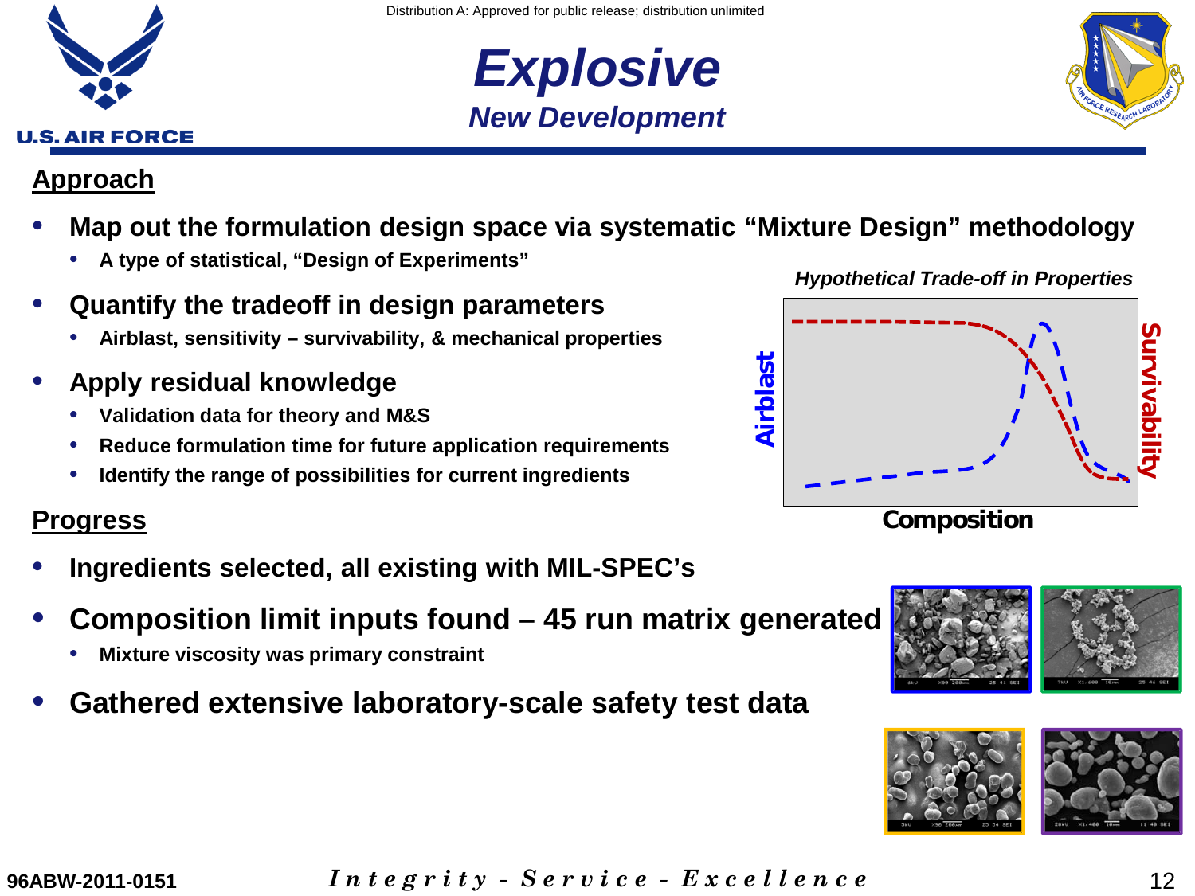Distribution A: Approved for public release; distribution unlimited

# Explosive

## New Development

### Approach

- **Map out the formulation design space via systematic "Mixture Design" methodology**
  - **A type of statistical, "Design of Experiments"**
- **Quantify the tradeoff in design parameters**
  - **Airblast, sensitivity – survivability, & mechanical properties**
- **Apply residual knowledge**
  - **Validation data for theory and M&S**
  - **Reduce formulation time for future application requirements**
  - **Identify the range of possibilities for current ingredients**

*Hypothetical Trade-off in Properties*

Airblast

Survivability

Composition

### Progress

- **Ingredients selected, all existing with MIL-SPEC's**
- **Composition limit inputs found – 45 run matrix generated**
  - **Mixture viscosity was primary constraint**
- **Gathered extensive laboratory-scale safety test data**

96ABW-2011-0151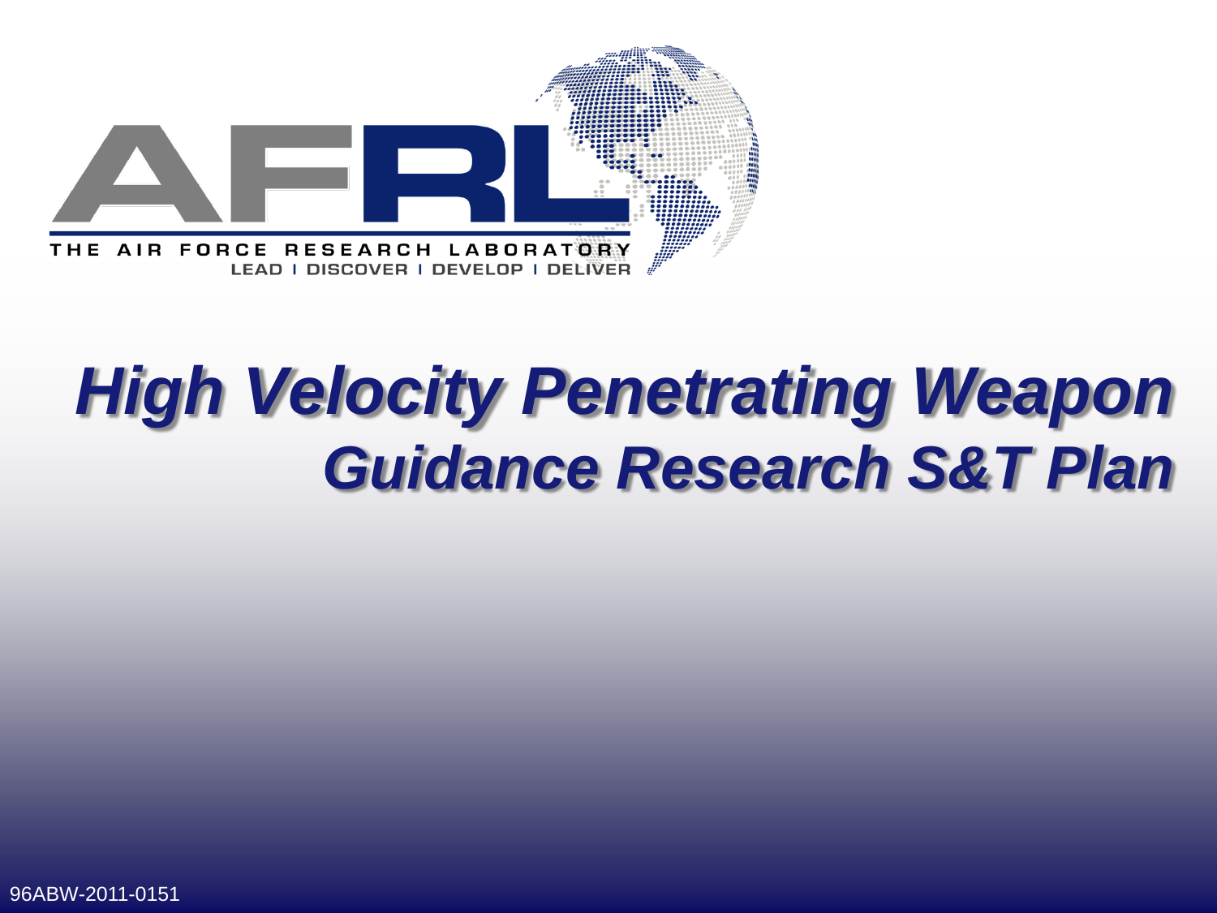AFRL

THE AIR FORCE RESEARCH LABORATORY

LEAD | DISCOVER | DEVELOP | DELIVER

# *High Velocity Penetrating Weapon Guidance Research S&T Plan*

96ABW-2011-0151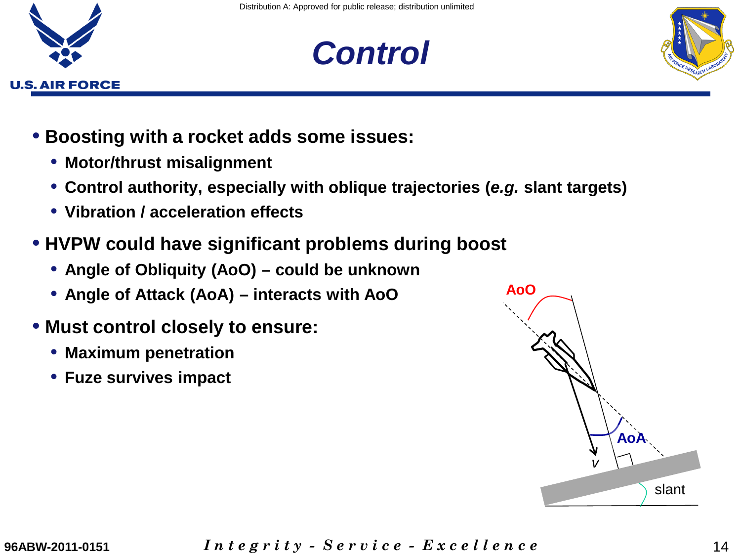# Control

- **Boosting with a rocket adds some issues:**
  - **Motor/thrust misalignment**
  - **Control authority, especially with oblique trajectories (*e.g.* slant targets)**
  - **Vibration / acceleration effects**
- **HVPW could have significant problems during boost**
  - **Angle of Obliquity (AoO) – could be unknown**
  - **Angle of Attack (AoA) – interacts with AoO**
- **Must control closely to ensure:**
  - **Maximum penetration**
  - **Fuze survives impact**

AoO

AoA

V

slant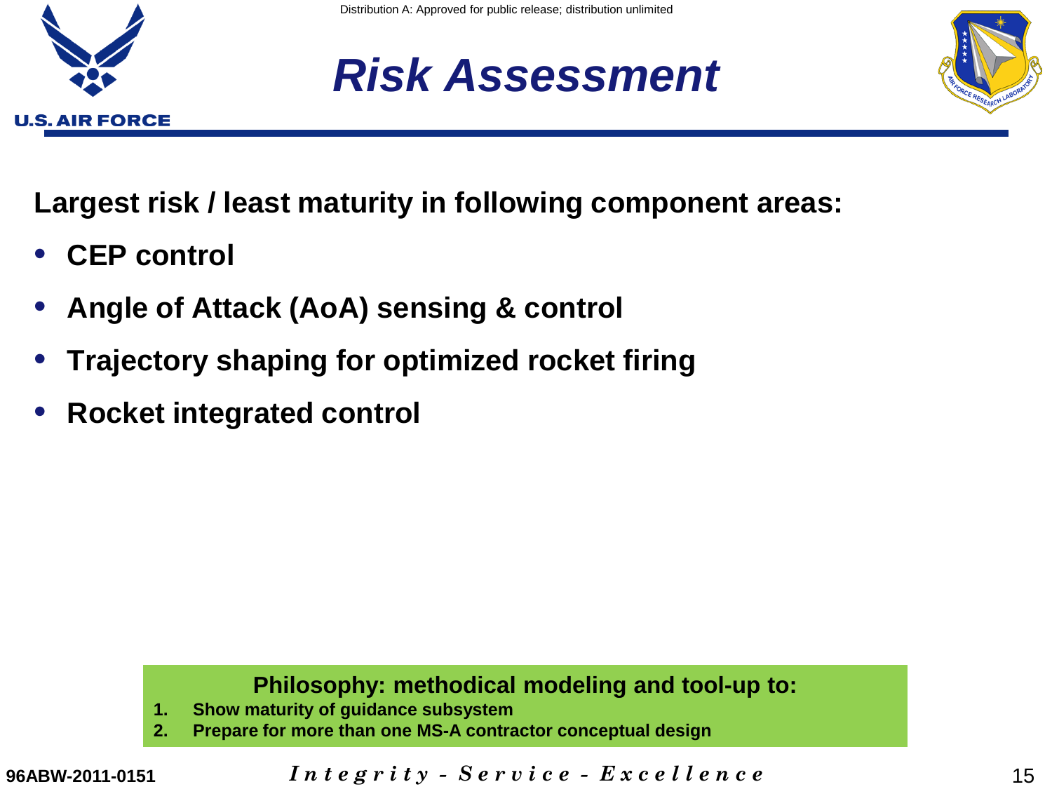# Risk Assessment

**Largest risk / least maturity in following component areas:**

- **CEP control**
- **Angle of Attack (AoA) sensing & control**
- **Trajectory shaping for optimized rocket firing**
- **Rocket integrated control**

**Philosophy: methodical modeling and tool-up to:**

1. **Show maturity of guidance subsystem**
2. **Prepare for more than one MS-A contractor conceptual design**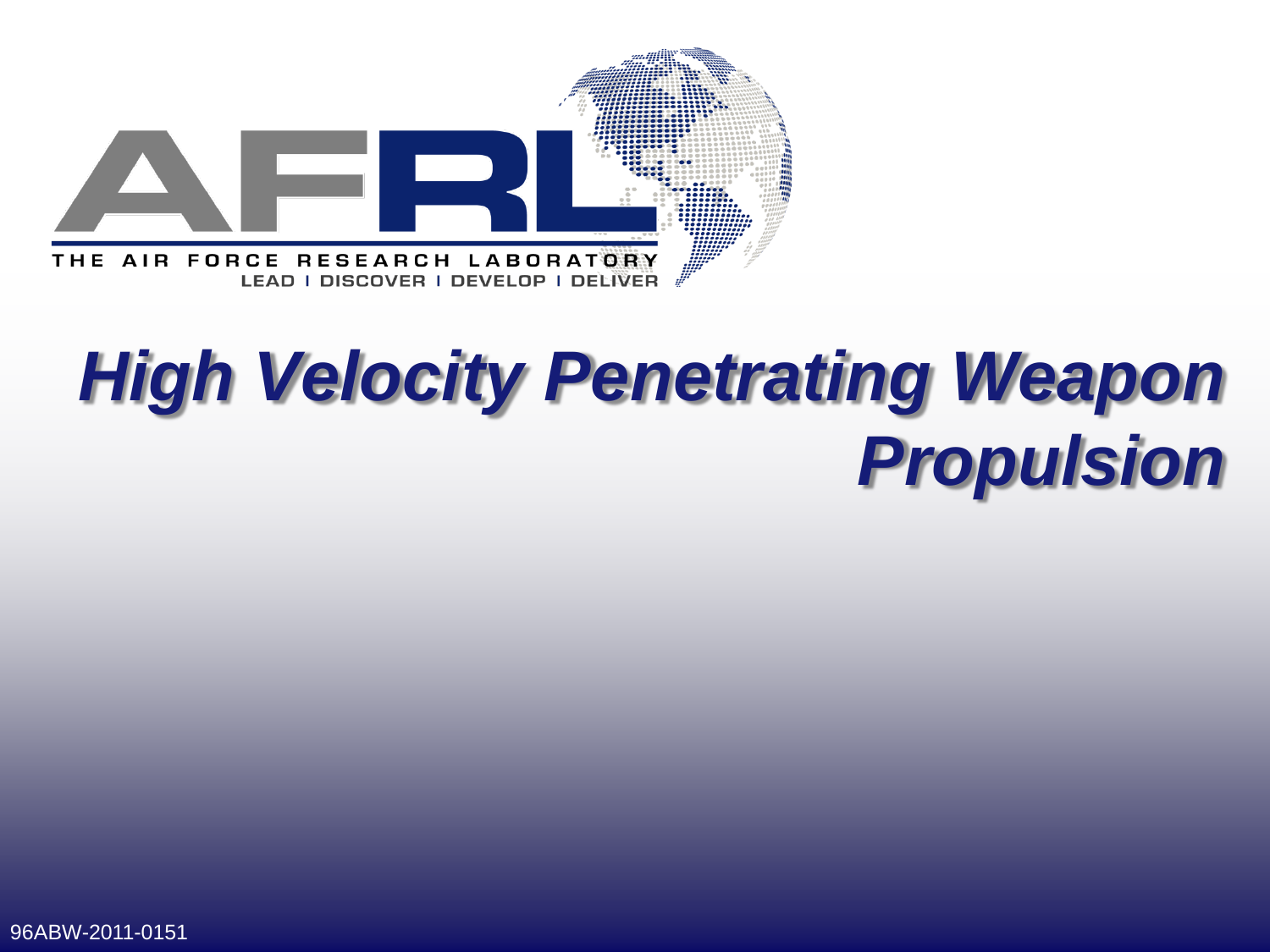THE AIR FORCE RESEARCH LABORATORY

LEAD | DISCOVER | DEVELOP | DELIVER

# ***High Velocity Penetrating Weapon Propulsion***

96ABW-2011-0151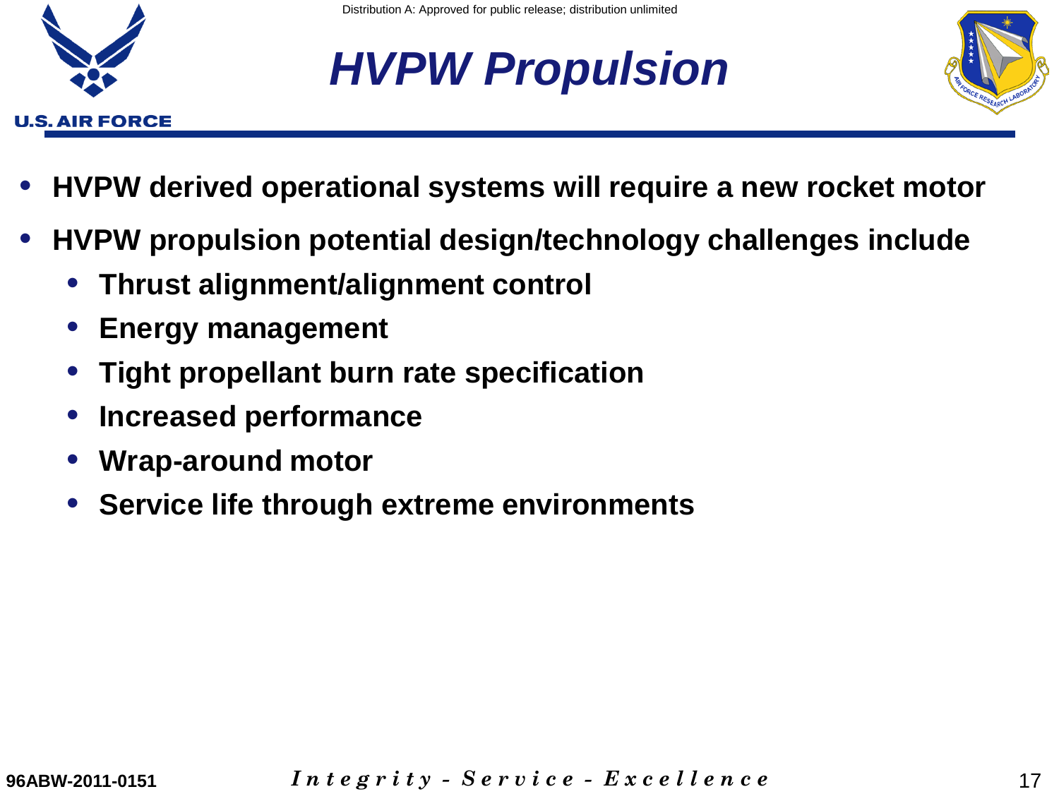# HVPW Propulsion

- **HVPW derived operational systems will require a new rocket motor**
- **HVPW propulsion potential design/technology challenges include**
  - **Thrust alignment/alignment control**
  - **Energy management**
  - **Tight propellant burn rate specification**
  - **Increased performance**
  - **Wrap-around motor**
  - **Service life through extreme environments**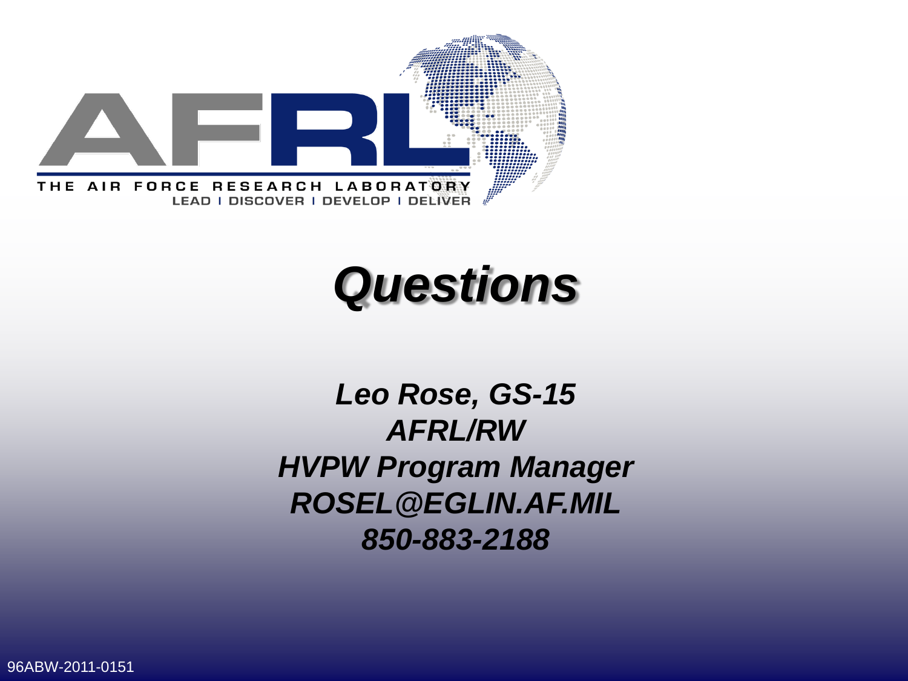AFRL

THE AIR FORCE RESEARCH LABORATORY

LEAD | DISCOVER | DEVELOP | DELIVER

# *Questions*

***Leo Rose, GS-15***
***AFRL/RW***
***HVPW Program Manager***
***ROSEL@EGLIN.AF.MIL***
***850-883-2188***

96ABW-2011-0151